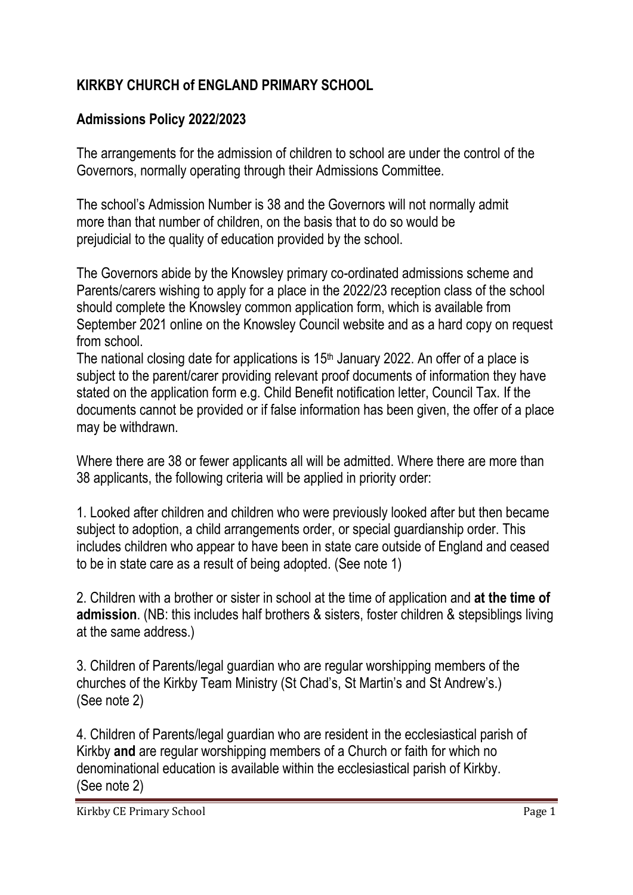# KIRKBY CHURCH of ENGLAND PRIMARY SCHOOL

## Admissions Policy 2022/2023

The arrangements for the admission of children to school are under the control of the Governors, normally operating through their Admissions Committee.

The school's Admission Number is 38 and the Governors will not normally admit more than that number of children, on the basis that to do so would be prejudicial to the quality of education provided by the school.

The Governors abide by the Knowsley primary co-ordinated admissions scheme and Parents/carers wishing to apply for a place in the 2022/23 reception class of the school should complete the Knowsley common application form, which is available from September 2021 online on the Knowsley Council website and as a hard copy on request from school.

The national closing date for applications is 15th January 2022. An offer of a place is subject to the parent/carer providing relevant proof documents of information they have stated on the application form e.g. Child Benefit notification letter, Council Tax. If the documents cannot be provided or if false information has been given, the offer of a place may be withdrawn.

Where there are 38 or fewer applicants all will be admitted. Where there are more than 38 applicants, the following criteria will be applied in priority order:

1. Looked after children and children who were previously looked after but then became subject to adoption, a child arrangements order, or special guardianship order. This includes children who appear to have been in state care outside of England and ceased to be in state care as a result of being adopted. (See note 1)

2. Children with a brother or sister in school at the time of application and **at the time of admission**. (NB: this includes half brothers & sisters, foster children & stepsiblings living at the same address.)

3. Children of Parents/legal guardian who are regular worshipping members of the churches of the Kirkby Team Ministry (St Chad's, St Martin's and St Andrew's.) (See note 2)

4. Children of Parents/legal guardian who are resident in the ecclesiastical parish of Kirkby **and** are regular worshipping members of a Church or faith for which no denominational education is available within the ecclesiastical parish of Kirkby. (See note 2)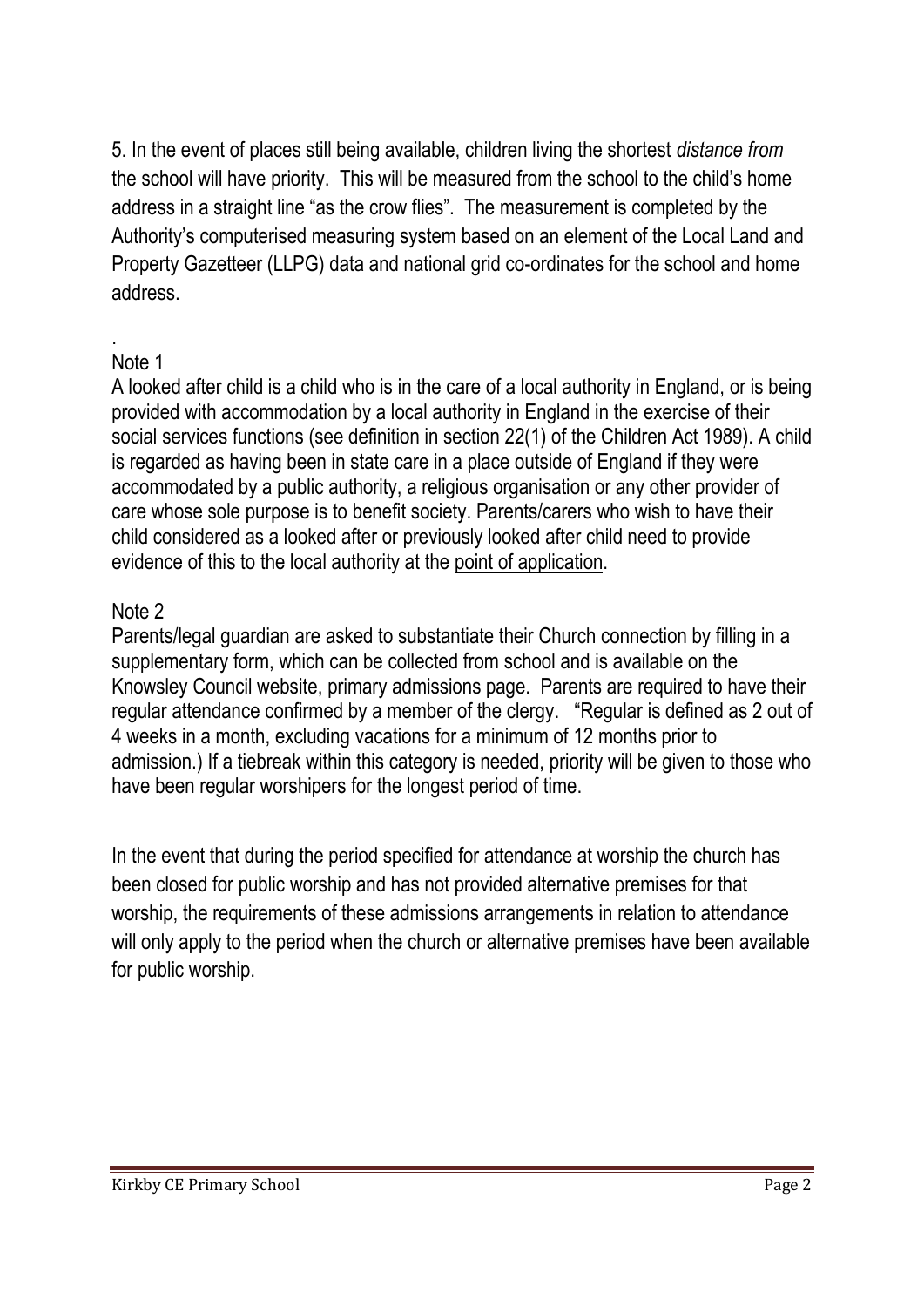5. In the event of places still being available, children living the shortest *distance from* the school will have priority. This will be measured from the school to the child's home address in a straight line "as the crow flies". The measurement is completed by the Authority's computerised measuring system based on an element of the Local Land and Property Gazetteer (LLPG) data and national grid co-ordinates for the school and home address.

.

Note 1

A looked after child is a child who is in the care of a local authority in England, or is being provided with accommodation by a local authority in England in the exercise of their social services functions (see definition in section 22(1) of the Children Act 1989). A child is regarded as having been in state care in a place outside of England if they were accommodated by a public authority, a religious organisation or any other provider of care whose sole purpose is to benefit society. Parents/carers who wish to have their child considered as a looked after or previously looked after child need to provide evidence of this to the local authority at the point of application.

Note 2

Parents/legal guardian are asked to substantiate their Church connection by filling in a supplementary form, which can be collected from school and is available on the Knowsley Council website, primary admissions page. Parents are required to have their regular attendance confirmed by a member of the clergy. "Regular is defined as 2 out of 4 weeks in a month, excluding vacations for a minimum of 12 months prior to admission.) If a tiebreak within this category is needed, priority will be given to those who have been regular worshipers for the longest period of time.

In the event that during the period specified for attendance at worship the church has been closed for public worship and has not provided alternative premises for that worship, the requirements of these admissions arrangements in relation to attendance will only apply to the period when the church or alternative premises have been available for public worship.